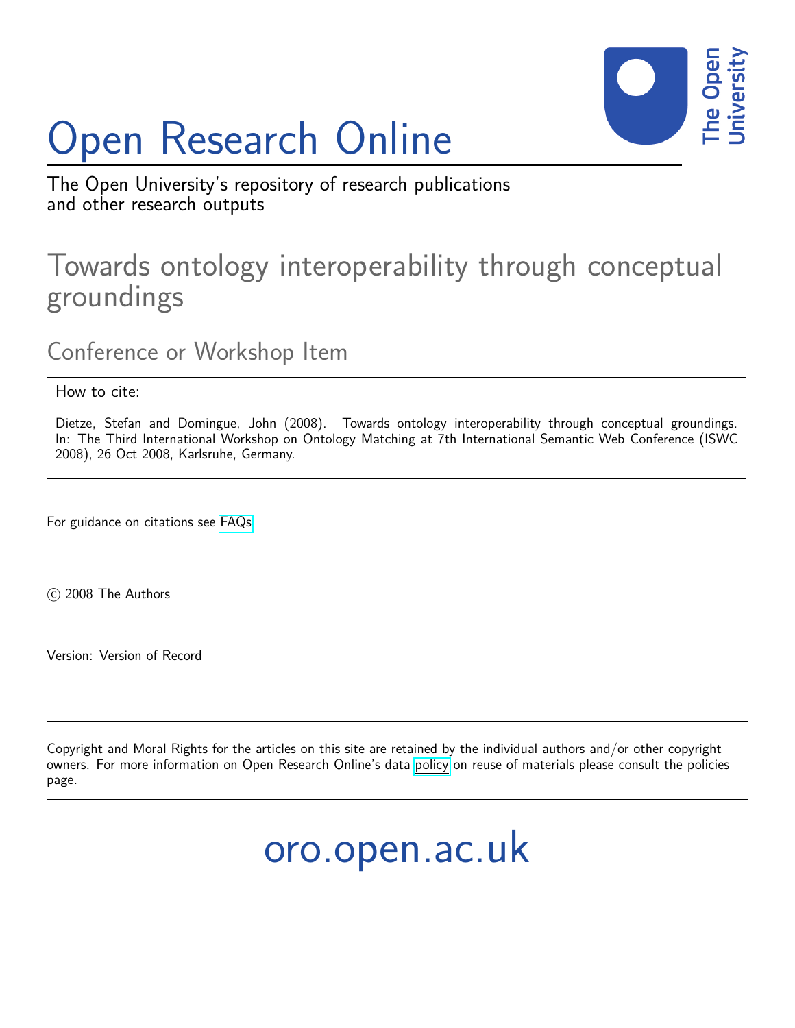# Open Research Online

The Open University's repository of research publications and other research outputs

## Towards ontology interoperability through conceptual groundings

### Conference or Workshop Item

How to cite:

Dietze, Stefan and Domingue, John (2008). Towards ontology interoperability through conceptual groundings. In: The Third International Workshop on Ontology Matching at 7th International Semantic Web Conference (ISWC 2008), 26 Oct 2008, Karlsruhe, Germany.

For guidance on citations see FAQs.

© 2008 The Authors

Version: Version of Record

Copyright and Moral Rights for the articles on this site are retained by the individual authors and/or other copyright owners. For more information on Open Research Online's data policy on reuse of materials please consult the policies page.

oro.open.ac.uk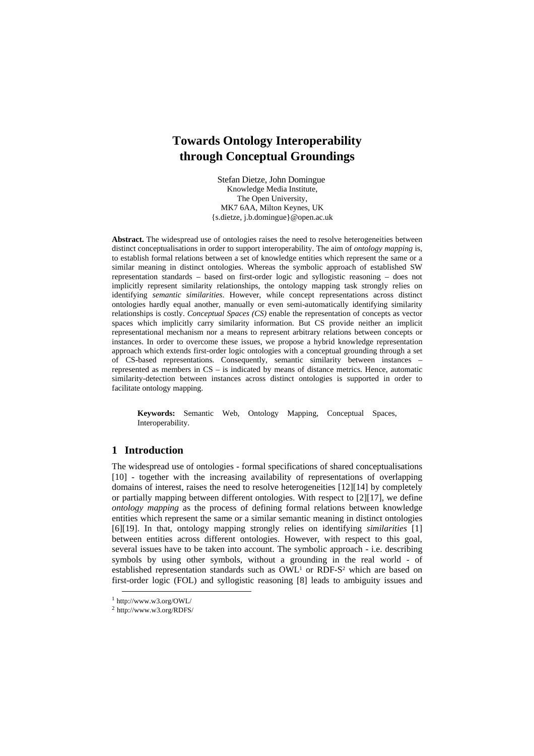# Towards Ontology Interoperability through Conceptual Groundings

Stefan Dietze, John Domingue
Knowledge Media Institute,
The Open University,
MK7 6AA, Milton Keynes, UK
{s.dietze, j.b.domingue}@open.ac.uk

**Abstract.** The widespread use of ontologies raises the need to resolve heterogeneities between distinct conceptualisations in order to support interoperability. The aim of *ontology mapping* is, to establish formal relations between a set of knowledge entities which represent the same or a similar meaning in distinct ontologies. Whereas the symbolic approach of established SW representation standards – based on first-order logic and syllogistic reasoning – does not implicitly represent similarity relationships, the ontology mapping task strongly relies on identifying *semantic similarities*. However, while concept representations across distinct ontologies hardly equal another, manually or even semi-automatically identifying similarity relationships is costly. *Conceptual Spaces (CS)* enable the representation of concepts as vector spaces which implicitly carry similarity information. But CS provide neither an implicit representational mechanism nor a means to represent arbitrary relations between concepts or instances. In order to overcome these issues, we propose a hybrid knowledge representation approach which extends first-order logic ontologies with a conceptual grounding through a set of CS-based representations. Consequently, semantic similarity between instances – represented as members in CS – is indicated by means of distance metrics. Hence, automatic similarity-detection between instances across distinct ontologies is supported in order to facilitate ontology mapping.

**Keywords:** Semantic Web, Ontology Mapping, Conceptual Spaces, Interoperability.

## 1 Introduction

The widespread use of ontologies - formal specifications of shared conceptualisations [10] - together with the increasing availability of representations of overlapping domains of interest, raises the need to resolve heterogeneities [12][14] by completely or partially mapping between different ontologies. With respect to [2][17], we define *ontology mapping* as the process of defining formal relations between knowledge entities which represent the same or a similar semantic meaning in distinct ontologies [6][19]. In that, ontology mapping strongly relies on identifying *similarities* [1] between entities across different ontologies. However, with respect to this goal, several issues have to be taken into account. The symbolic approach - i.e. describing symbols by using other symbols, without a grounding in the real world - of established representation standards such as OWL[1] or RDF-S[2] which are based on first-order logic (FOL) and syllogistic reasoning [8] leads to ambiguity issues and

[1] http://www.w3.org/OWL/
[2] http://www.w3.org/RDFS/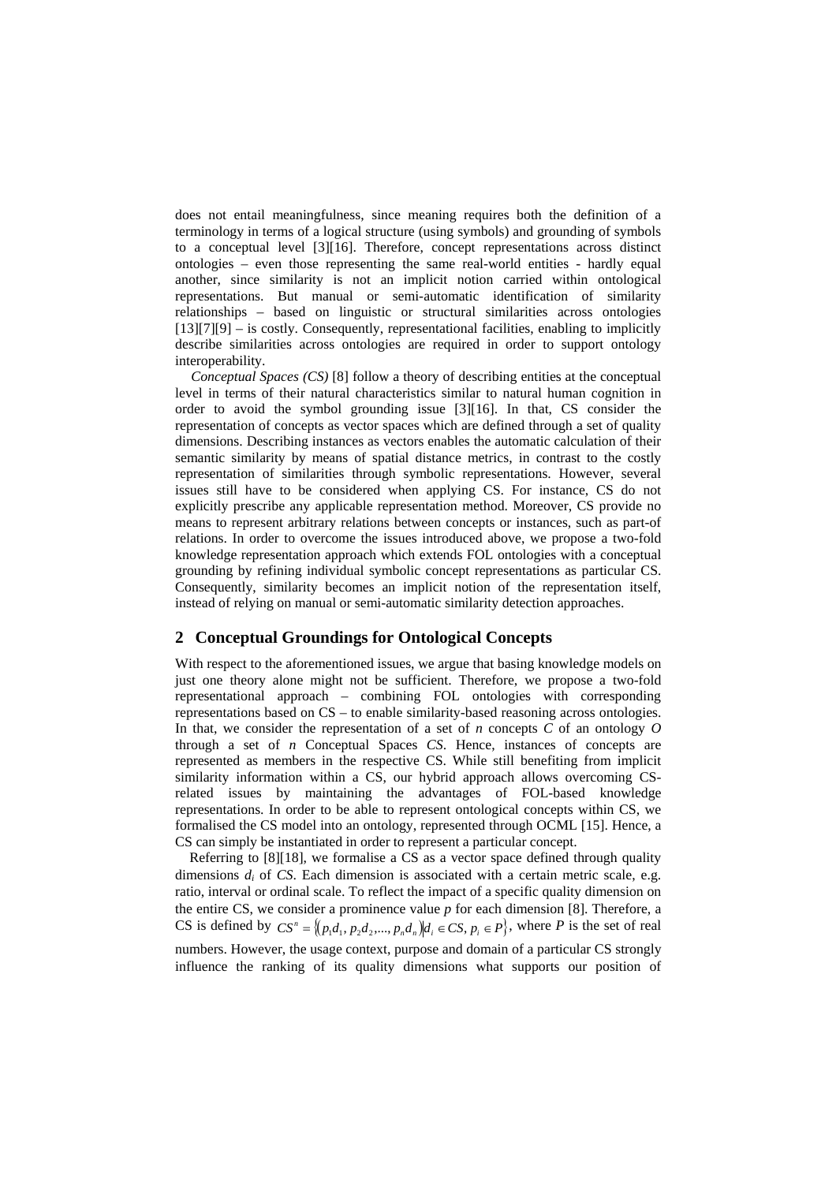does not entail meaningfulness, since meaning requires both the definition of a terminology in terms of a logical structure (using symbols) and grounding of symbols to a conceptual level [3][16]. Therefore, concept representations across distinct ontologies – even those representing the same real-world entities - hardly equal another, since similarity is not an implicit notion carried within ontological representations. But manual or semi-automatic identification of similarity relationships – based on linguistic or structural similarities across ontologies [13][7][9] – is costly. Consequently, representational facilities, enabling to implicitly describe similarities across ontologies are required in order to support ontology interoperability.

*Conceptual Spaces (CS)* [8] follow a theory of describing entities at the conceptual level in terms of their natural characteristics similar to natural human cognition in order to avoid the symbol grounding issue [3][16]. In that, CS consider the representation of concepts as vector spaces which are defined through a set of quality dimensions. Describing instances as vectors enables the automatic calculation of their semantic similarity by means of spatial distance metrics, in contrast to the costly representation of similarities through symbolic representations. However, several issues still have to be considered when applying CS. For instance, CS do not explicitly prescribe any applicable representation method. Moreover, CS provide no means to represent arbitrary relations between concepts or instances, such as part-of relations. In order to overcome the issues introduced above, we propose a two-fold knowledge representation approach which extends FOL ontologies with a conceptual grounding by refining individual symbolic concept representations as particular CS. Consequently, similarity becomes an implicit notion of the representation itself, instead of relying on manual or semi-automatic similarity detection approaches.

## 2 Conceptual Groundings for Ontological Concepts

With respect to the aforementioned issues, we argue that basing knowledge models on just one theory alone might not be sufficient. Therefore, we propose a two-fold representational approach – combining FOL ontologies with corresponding representations based on CS – to enable similarity-based reasoning across ontologies. In that, we consider the representation of a set of $n$ concepts $C$ of an ontology $O$ through a set of $n$ Conceptual Spaces $CS$. Hence, instances of concepts are represented as members in the respective CS. While still benefiting from implicit similarity information within a CS, our hybrid approach allows overcoming CS-related issues by maintaining the advantages of FOL-based knowledge representations. In order to be able to represent ontological concepts within CS, we formalised the CS model into an ontology, represented through OCML [15]. Hence, a CS can simply be instantiated in order to represent a particular concept.

Referring to [8][18], we formalise a CS as a vector space defined through quality dimensions $d_i$ of $CS$. Each dimension is associated with a certain metric scale, e.g. ratio, interval or ordinal scale. To reflect the impact of a specific quality dimension on the entire CS, we consider a prominence value $p$ for each dimension [8]. Therefore, a CS is defined by $CS^n = \{(p_1 d_1, p_2 d_2, ..., p_n d_n) | d_i \in CS, p_i \in P\}$, where $P$ is the set of real numbers. However, the usage context, purpose and domain of a particular CS strongly influence the ranking of its quality dimensions what supports our position of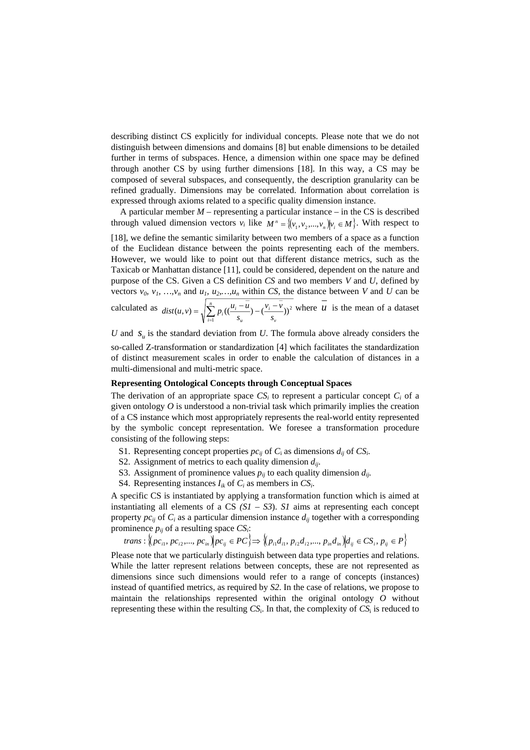describing distinct CS explicitly for individual concepts. Please note that we do not distinguish between dimensions and domains [8] but enable dimensions to be detailed further in terms of subspaces. Hence, a dimension within one space may be defined through another CS by using further dimensions [18]. In this way, a CS may be composed of several subspaces, and consequently, the description granularity can be refined gradually. Dimensions may be correlated. Information about correlation is expressed through axioms related to a specific quality dimension instance.

A particular member $M$ – representing a particular instance – in the CS is described through valued dimension vectors $v_i$ like $M^n = \{(v_1, v_2, ..., v_n) | v_i \in M\}$. With respect to [18], we define the semantic similarity between two members of a space as a function of the Euclidean distance between the points representing each of the members. However, we would like to point out that different distance metrics, such as the Taxicab or Manhattan distance [11], could be considered, dependent on the nature and purpose of the CS. Given a CS definition $CS$ and two members $V$ and $U$, defined by vectors $v_0, v_1, ..., v_n$ and $u_1, u_2, ..., u_n$ within $CS$, the distance between $V$ and $U$ can be calculated as $dist(u,v) = \sqrt{\sum_{i=1}^{n} p_i ((\frac{u_i - \bar{u}}{s_u}) - (\frac{v_i - \bar{v}}{s_v}))^2}$ where $\bar{u}$ is the mean of a dataset $U$ and $s_u$ is the standard deviation from $U$. The formula above already considers the so-called Z-transformation or standardization [4] which facilitates the standardization of distinct measurement scales in order to enable the calculation of distances in a multi-dimensional and multi-metric space.

**Representing Ontological Concepts through Conceptual Spaces**

The derivation of an appropriate space $CS_i$ to represent a particular concept $C_i$ of a given ontology $O$ is understood a non-trivial task which primarily implies the creation of a CS instance which most appropriately represents the real-world entity represented by the symbolic concept representation. We foresee a transformation procedure consisting of the following steps:

S1. Representing concept properties $pc_{ij}$ of $C_i$ as dimensions $d_{ij}$ of $CS_i$.
S2. Assignment of metrics to each quality dimension $d_{ij}$.
S3. Assignment of prominence values $p_{ij}$ to each quality dimension $d_{ij}$.
S4. Representing instances $I_{ik}$ of $C_i$ as members in $CS_i$.

A specific CS is instantiated by applying a transformation function which is aimed at instantiating all elements of a CS *(S1 – S3)*. *S1* aims at representing each concept property $pc_{ij}$ of $C_i$ as a particular dimension instance $d_{ij}$ together with a corresponding prominence $p_{ij}$ of a resulting space $CS_i$:

$$trans : \{(pc_{i1}, pc_{i2}, ..., pc_{in}) | pc_{ij} \in PC\} \Rightarrow \{(p_{i1}d_{i1}, p_{i2}d_{i2}, ..., p_{in}d_{in}) | d_{ij} \in CS_i, p_{ij} \in P\}$$

Please note that we particularly distinguish between data type properties and relations. While the latter represent relations between concepts, these are not represented as dimensions since such dimensions would refer to a range of concepts (instances) instead of quantified metrics, as required by *S2*. In the case of relations, we propose to maintain the relationships represented within the original ontology $O$ without representing these within the resulting $CS_i$. In that, the complexity of $CS_i$ is reduced to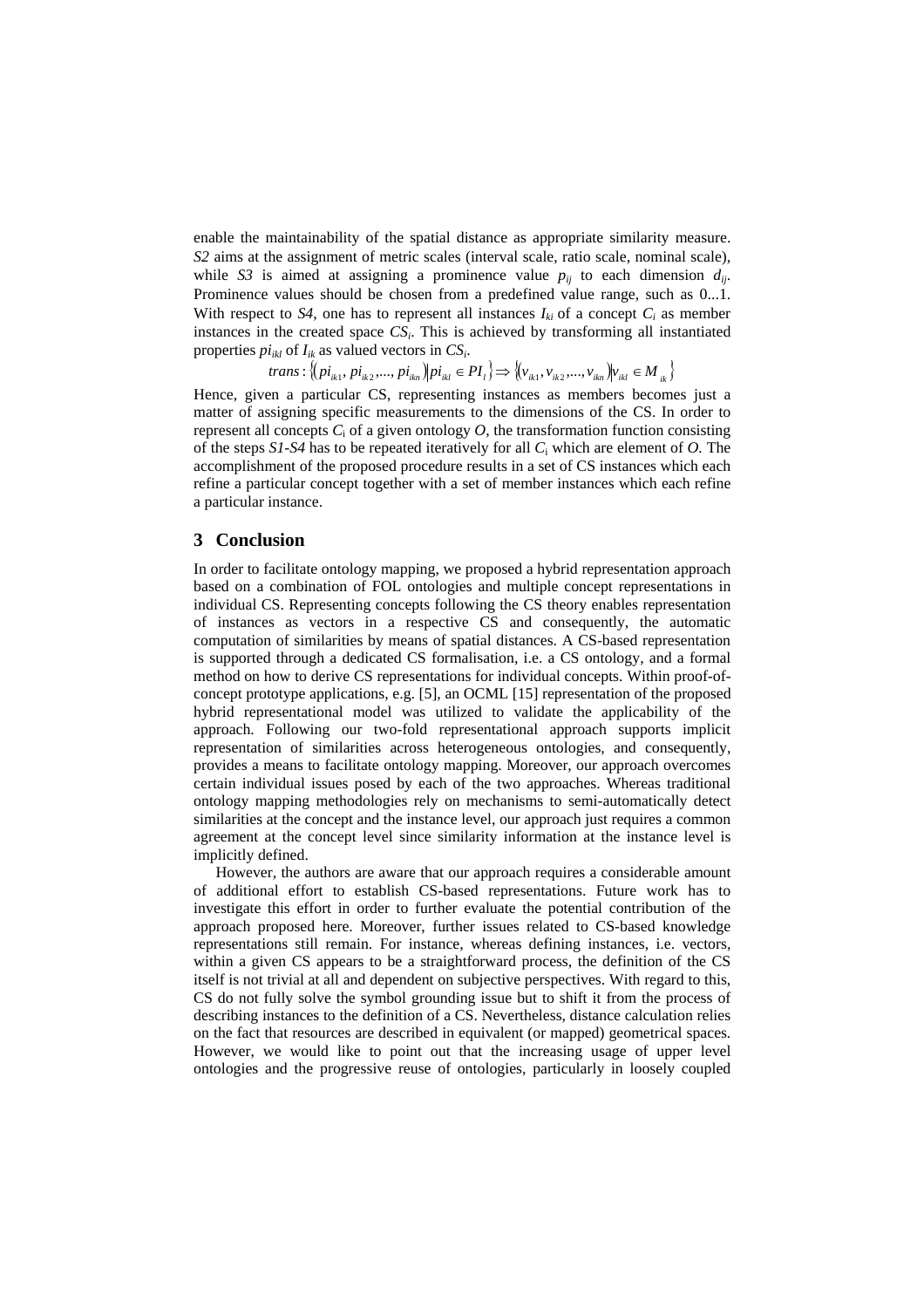enable the maintainability of the spatial distance as appropriate similarity measure. *S2* aims at the assignment of metric scales (interval scale, ratio scale, nominal scale), while *S3* is aimed at assigning a prominence value $p_{ij}$ to each dimension $d_{ij}$. Prominence values should be chosen from a predefined value range, such as 0...1. With respect to *S4*, one has to represent all instances $I_{ki}$ of a concept $C_i$ as member instances in the created space $CS_i$. This is achieved by transforming all instantiated properties $pi_{ikl}$ of $I_{ik}$ as valued vectors in $CS_i$.

$$trans : \{(pi_{ik1}, pi_{ik2}, ..., pi_{ikn}) | pi_{ikl} \in PI_l\} \Rightarrow \{(v_{ik1}, v_{ik2}, ..., v_{ikn}) | v_{ikl} \in M_{ik}\}$$

Hence, given a particular CS, representing instances as members becomes just a matter of assigning specific measurements to the dimensions of the CS. In order to represent all concepts $C_i$ of a given ontology $O$, the transformation function consisting of the steps *S1-S4* has to be repeated iteratively for all $C_i$ which are element of $O$. The accomplishment of the proposed procedure results in a set of CS instances which each refine a particular concept together with a set of member instances which each refine a particular instance.

## 3 Conclusion

In order to facilitate ontology mapping, we proposed a hybrid representation approach based on a combination of FOL ontologies and multiple concept representations in individual CS. Representing concepts following the CS theory enables representation of instances as vectors in a respective CS and consequently, the automatic computation of similarities by means of spatial distances. A CS-based representation is supported through a dedicated CS formalisation, i.e. a CS ontology, and a formal method on how to derive CS representations for individual concepts. Within proof-of-concept prototype applications, e.g. [5], an OCML [15] representation of the proposed hybrid representational model was utilized to validate the applicability of the approach. Following our two-fold representational approach supports implicit representation of similarities across heterogeneous ontologies, and consequently, provides a means to facilitate ontology mapping. Moreover, our approach overcomes certain individual issues posed by each of the two approaches. Whereas traditional ontology mapping methodologies rely on mechanisms to semi-automatically detect similarities at the concept and the instance level, our approach just requires a common agreement at the concept level since similarity information at the instance level is implicitly defined.

However, the authors are aware that our approach requires a considerable amount of additional effort to establish CS-based representations. Future work has to investigate this effort in order to further evaluate the potential contribution of the approach proposed here. Moreover, further issues related to CS-based knowledge representations still remain. For instance, whereas defining instances, i.e. vectors, within a given CS appears to be a straightforward process, the definition of the CS itself is not trivial at all and dependent on subjective perspectives. With regard to this, CS do not fully solve the symbol grounding issue but to shift it from the process of describing instances to the definition of a CS. Nevertheless, distance calculation relies on the fact that resources are described in equivalent (or mapped) geometrical spaces. However, we would like to point out that the increasing usage of upper level ontologies and the progressive reuse of ontologies, particularly in loosely coupled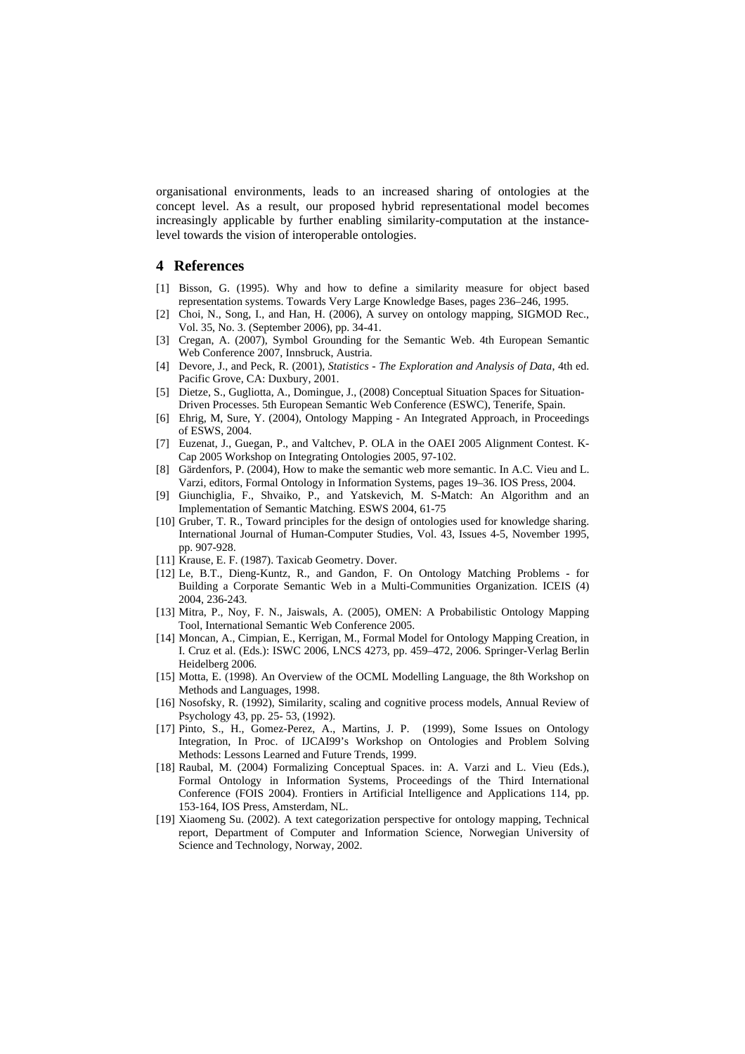organisational environments, leads to an increased sharing of ontologies at the concept level. As a result, our proposed hybrid representational model becomes increasingly applicable by further enabling similarity-computation at the instance-level towards the vision of interoperable ontologies.

## 4 References

[1] Bisson, G. (1995). Why and how to define a similarity measure for object based representation systems. Towards Very Large Knowledge Bases, pages 236–246, 1995.

[2] Choi, N., Song, I., and Han, H. (2006), A survey on ontology mapping, SIGMOD Rec., Vol. 35, No. 3. (September 2006), pp. 34-41.

[3] Cregan, A. (2007), Symbol Grounding for the Semantic Web. 4th European Semantic Web Conference 2007, Innsbruck, Austria.

[4] Devore, J., and Peck, R. (2001), *Statistics - The Exploration and Analysis of Data*, 4th ed. Pacific Grove, CA: Duxbury, 2001.

[5] Dietze, S., Gugliotta, A., Domingue, J., (2008) Conceptual Situation Spaces for Situation-Driven Processes. 5th European Semantic Web Conference (ESWC), Tenerife, Spain.

[6] Ehrig, M, Sure, Y. (2004), Ontology Mapping - An Integrated Approach, in Proceedings of ESWS, 2004.

[7] Euzenat, J., Guegan, P., and Valtchev, P. OLA in the OAEI 2005 Alignment Contest. K-Cap 2005 Workshop on Integrating Ontologies 2005, 97-102.

[8] Gärdenfors, P. (2004), How to make the semantic web more semantic. In A.C. Vieu and L. Varzi, editors, Formal Ontology in Information Systems, pages 19–36. IOS Press, 2004.

[9] Giunchiglia, F., Shvaiko, P., and Yatskevich, M. S-Match: An Algorithm and an Implementation of Semantic Matching. ESWS 2004, 61-75

[10] Gruber, T. R., Toward principles for the design of ontologies used for knowledge sharing. International Journal of Human-Computer Studies, Vol. 43, Issues 4-5, November 1995, pp. 907-928.

[11] Krause, E. F. (1987). Taxicab Geometry. Dover.

[12] Le, B.T., Dieng-Kuntz, R., and Gandon, F. On Ontology Matching Problems - for Building a Corporate Semantic Web in a Multi-Communities Organization. ICEIS (4) 2004, 236-243.

[13] Mitra, P., Noy, F. N., Jaiswals, A. (2005), OMEN: A Probabilistic Ontology Mapping Tool, International Semantic Web Conference 2005.

[14] Moncan, A., Cimpian, E., Kerrigan, M., Formal Model for Ontology Mapping Creation, in I. Cruz et al. (Eds.): ISWC 2006, LNCS 4273, pp. 459–472, 2006. Springer-Verlag Berlin Heidelberg 2006.

[15] Motta, E. (1998). An Overview of the OCML Modelling Language, the 8th Workshop on Methods and Languages, 1998.

[16] Nosofsky, R. (1992), Similarity, scaling and cognitive process models, Annual Review of Psychology 43, pp. 25- 53, (1992).

[17] Pinto, S., H., Gomez-Perez, A., Martins, J. P. (1999), Some Issues on Ontology Integration, In Proc. of IJCAI99's Workshop on Ontologies and Problem Solving Methods: Lessons Learned and Future Trends, 1999.

[18] Raubal, M. (2004) Formalizing Conceptual Spaces. in: A. Varzi and L. Vieu (Eds.), Formal Ontology in Information Systems, Proceedings of the Third International Conference (FOIS 2004). Frontiers in Artificial Intelligence and Applications 114, pp. 153-164, IOS Press, Amsterdam, NL.

[19] Xiaomeng Su. (2002). A text categorization perspective for ontology mapping, Technical report, Department of Computer and Information Science, Norwegian University of Science and Technology, Norway, 2002.